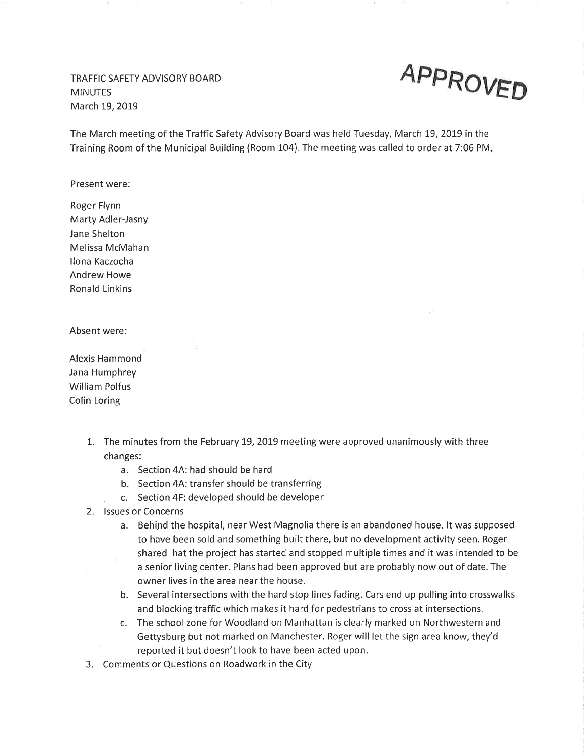TRAFFIC SAFETY ADVISORY BOARD
MINUTES
March 19, 2019

**APPROVED**

The March meeting of the Traffic Safety Advisory Board was held Tuesday, March 19, 2019 in the Training Room of the Municipal Building (Room 104). The meeting was called to order at 7:06 PM.

Present were:

Roger Flynn
Marty Adler-Jasny
Jane Shelton
Melissa McMahan
Ilona Kaczocha
Andrew Howe
Ronald Linkins

Absent were:

Alexis Hammond
Jana Humphrey
William Polfus
Colin Loring

1. The minutes from the February 19, 2019 meeting were approved unanimously with three changes:
    a. Section 4A: had should be hard
    b. Section 4A: transfer should be transferring
    c. Section 4F: developed should be developer
2. Issues or Concerns
    a. Behind the hospital, near West Magnolia there is an abandoned house. It was supposed to have been sold and something built there, but no development activity seen. Roger shared hat the project has started and stopped multiple times and it was intended to be a senior living center. Plans had been approved but are probably now out of date. The owner lives in the area near the house.
    b. Several intersections with the hard stop lines fading. Cars end up pulling into crosswalks and blocking traffic which makes it hard for pedestrians to cross at intersections.
    c. The school zone for Woodland on Manhattan is clearly marked on Northwestern and Gettysburg but not marked on Manchester. Roger will let the sign area know, they'd reported it but doesn't look to have been acted upon.
3. Comments or Questions on Roadwork in the City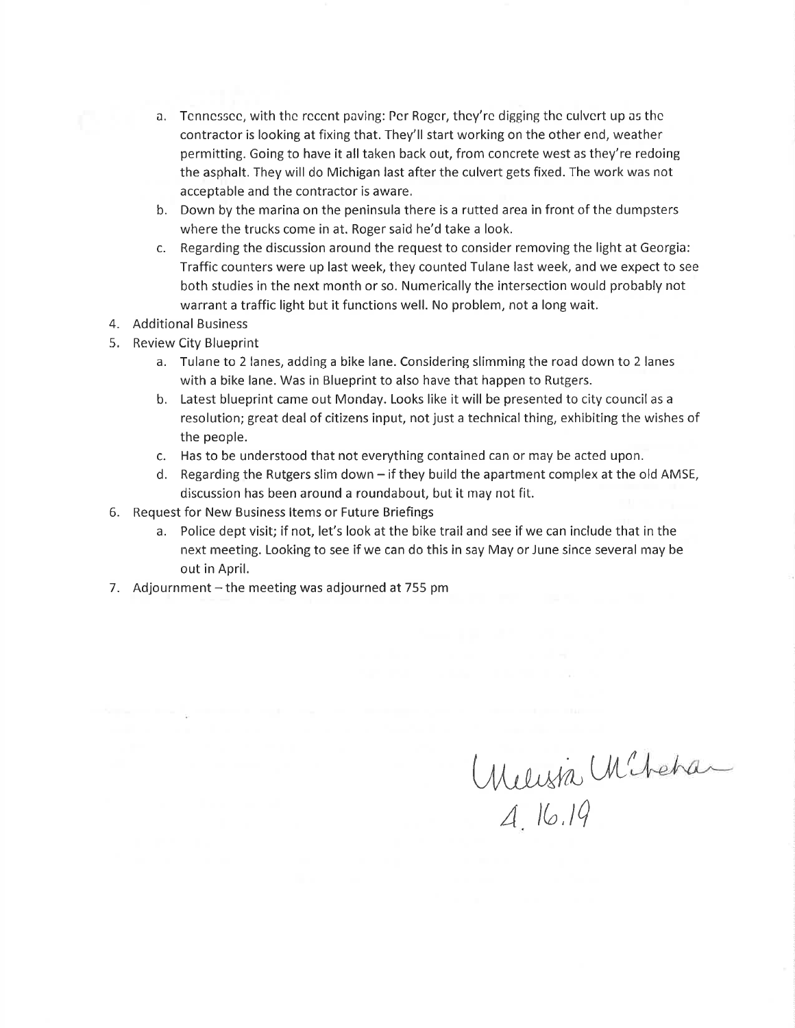a. Tennessee, with the recent paving: Per Roger, they're digging the culvert up as the contractor is looking at fixing that. They'll start working on the other end, weather permitting. Going to have it all taken back out, from concrete west as they're redoing the asphalt. They will do Michigan last after the culvert gets fixed. The work was not acceptable and the contractor is aware.
b. Down by the marina on the peninsula there is a rutted area in front of the dumpsters where the trucks come in at. Roger said he'd take a look.
c. Regarding the discussion around the request to consider removing the light at Georgia: Traffic counters were up last week, they counted Tulane last week, and we expect to see both studies in the next month or so. Numerically the intersection would probably not warrant a traffic light but it functions well. No problem, not a long wait.

4. Additional Business
5. Review City Blueprint
   a. Tulane to 2 lanes, adding a bike lane. Considering slimming the road down to 2 lanes with a bike lane. Was in Blueprint to also have that happen to Rutgers.
   b. Latest blueprint came out Monday. Looks like it will be presented to city council as a resolution; great deal of citizens input, not just a technical thing, exhibiting the wishes of the people.
   c. Has to be understood that not everything contained can or may be acted upon.
   d. Regarding the Rutgers slim down – if they build the apartment complex at the old AMSE, discussion has been around a roundabout, but it may not fit.
6. Request for New Business Items or Future Briefings
   a. Police dept visit; if not, let's look at the bike trail and see if we can include that in the next meeting. Looking to see if we can do this in say May or June since several may be out in April.
7. Adjournment – the meeting was adjourned at 755 pm

Melissa McKeehan
4.16.19